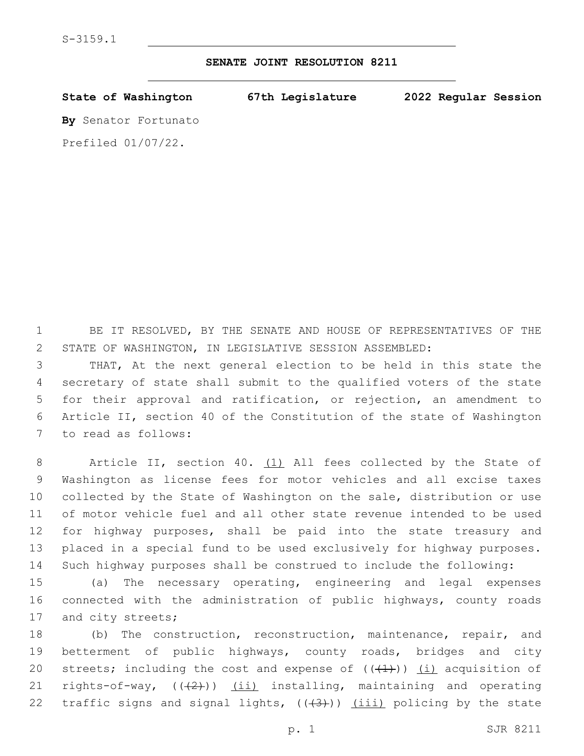S-3159.1

## SENATE JOINT RESOLUTION 8211

**State of Washington 67th Legislature 2022 Regular Session**

**By** Senator Fortunato

Prefiled 01/07/22.

BE IT RESOLVED, BY THE SENATE AND HOUSE OF REPRESENTATIVES OF THE STATE OF WASHINGTON, IN LEGISLATIVE SESSION ASSEMBLED:

THAT, At the next general election to be held in this state the secretary of state shall submit to the qualified voters of the state for their approval and ratification, or rejection, an amendment to Article II, section 40 of the Constitution of the state of Washington to read as follows:

Article II, section 40. (1) All fees collected by the State of Washington as license fees for motor vehicles and all excise taxes collected by the State of Washington on the sale, distribution or use of motor vehicle fuel and all other state revenue intended to be used for highway purposes, shall be paid into the state treasury and placed in a special fund to be used exclusively for highway purposes. Such highway purposes shall be construed to include the following:

(a) The necessary operating, engineering and legal expenses connected with the administration of public highways, county roads and city streets;

(b) The construction, reconstruction, maintenance, repair, and betterment of public highways, county roads, bridges and city streets; including the cost and expense of ((~~(1)~~)) (i) acquisition of rights-of-way, ((~~(2)~~)) (ii) installing, maintaining and operating traffic signs and signal lights, ((~~(3)~~)) (iii) policing by the state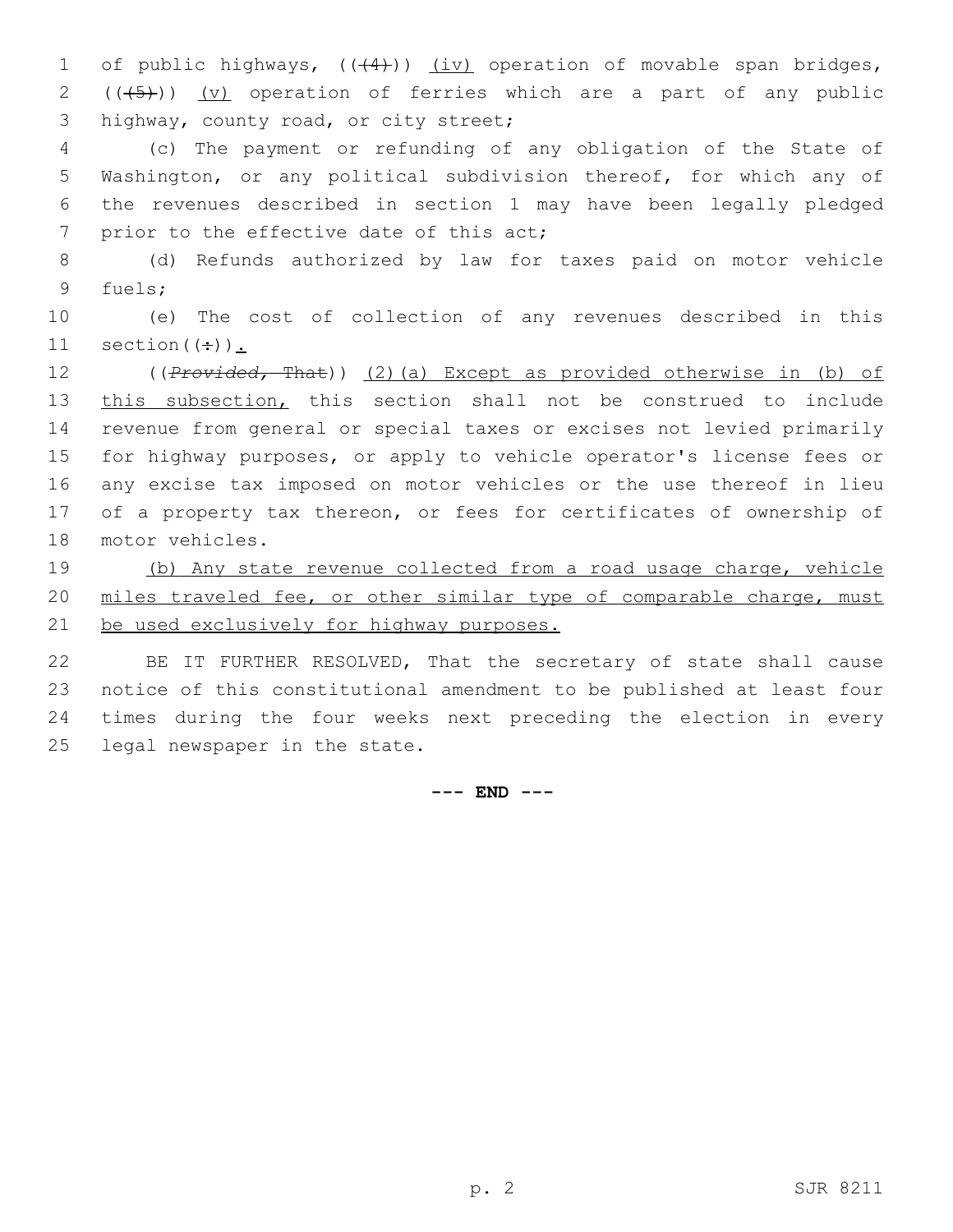of public highways, ((~~(4)~~)) <u>(iv)</u> operation of movable span bridges, ((~~(5)~~)) <u>(v)</u> operation of ferries which are a part of any public highway, county road, or city street;

(c) The payment or refunding of any obligation of the State of Washington, or any political subdivision thereof, for which any of the revenues described in section 1 may have been legally pledged prior to the effective date of this act;

(d) Refunds authorized by law for taxes paid on motor vehicle fuels;

(e) The cost of collection of any revenues described in this section((~~:~~))<u>.</u>

((~~*Provided, That*~~)) <u>(2)(a) Except as provided otherwise in (b) of this subsection,</u> this section shall not be construed to include revenue from general or special taxes or excises not levied primarily for highway purposes, or apply to vehicle operator's license fees or any excise tax imposed on motor vehicles or the use thereof in lieu of a property tax thereon, or fees for certificates of ownership of motor vehicles.

<u>(b) Any state revenue collected from a road usage charge, vehicle miles traveled fee, or other similar type of comparable charge, must be used exclusively for highway purposes.</u>

BE IT FURTHER RESOLVED, That the secretary of state shall cause notice of this constitutional amendment to be published at least four times during the four weeks next preceding the election in every legal newspaper in the state.

**--- END ---**